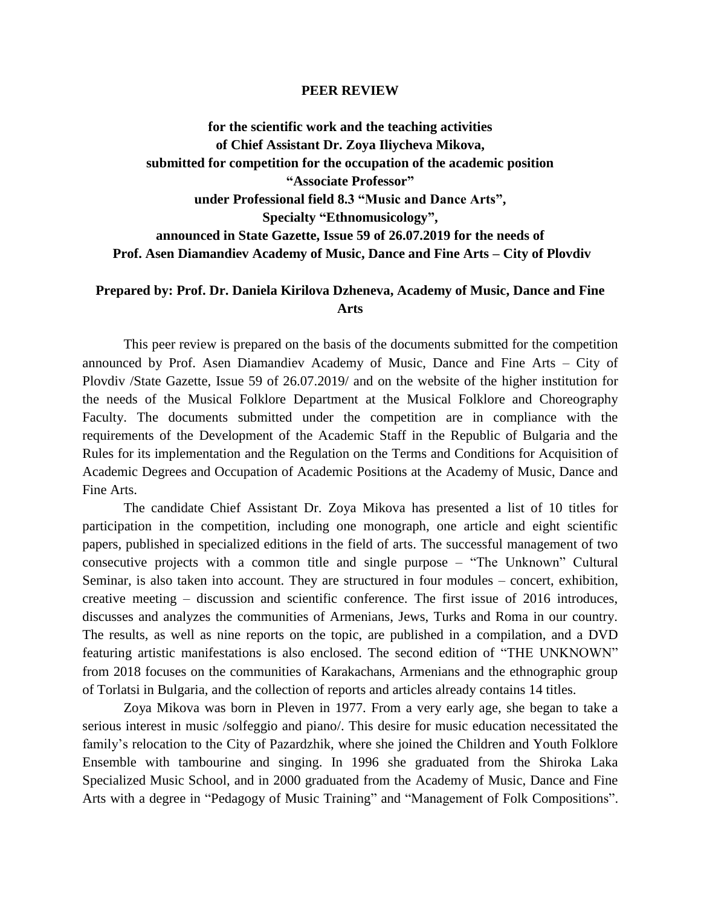# PEER REVIEW

**for the scientific work and the teaching activities**
**of Chief Assistant Dr. Zoya Iliycheva Mikova,**
**submitted for competition for the occupation of the academic position**
**"Associate Professor"**
**under Professional field 8.3 "Music and Dance Arts",**
**Specialty "Ethnomusicology",**
**announced in State Gazette, Issue 59 of 26.07.2019 for the needs of**
**Prof. Asen Diamandiev Academy of Music, Dance and Fine Arts – City of Plovdiv**

**Prepared by: Prof. Dr. Daniela Kirilova Dzheneva, Academy of Music, Dance and Fine Arts**

This peer review is prepared on the basis of the documents submitted for the competition announced by Prof. Asen Diamandiev Academy of Music, Dance and Fine Arts – City of Plovdiv /State Gazette, Issue 59 of 26.07.2019/ and on the website of the higher institution for the needs of the Musical Folklore Department at the Musical Folklore and Choreography Faculty. The documents submitted under the competition are in compliance with the requirements of the Development of the Academic Staff in the Republic of Bulgaria and the Rules for its implementation and the Regulation on the Terms and Conditions for Acquisition of Academic Degrees and Occupation of Academic Positions at the Academy of Music, Dance and Fine Arts.

The candidate Chief Assistant Dr. Zoya Mikova has presented a list of 10 titles for participation in the competition, including one monograph, one article and eight scientific papers, published in specialized editions in the field of arts. The successful management of two consecutive projects with a common title and single purpose – "The Unknown" Cultural Seminar, is also taken into account. They are structured in four modules – concert, exhibition, creative meeting – discussion and scientific conference. The first issue of 2016 introduces, discusses and analyzes the communities of Armenians, Jews, Turks and Roma in our country. The results, as well as nine reports on the topic, are published in a compilation, and a DVD featuring artistic manifestations is also enclosed. The second edition of "THE UNKNOWN" from 2018 focuses on the communities of Karakachans, Armenians and the ethnographic group of Torlatsi in Bulgaria, and the collection of reports and articles already contains 14 titles.

Zoya Mikova was born in Pleven in 1977. From a very early age, she began to take a serious interest in music /solfeggio and piano/. This desire for music education necessitated the family's relocation to the City of Pazardzhik, where she joined the Children and Youth Folklore Ensemble with tambourine and singing. In 1996 she graduated from the Shiroka Laka Specialized Music School, and in 2000 graduated from the Academy of Music, Dance and Fine Arts with a degree in "Pedagogy of Music Training" and "Management of Folk Compositions".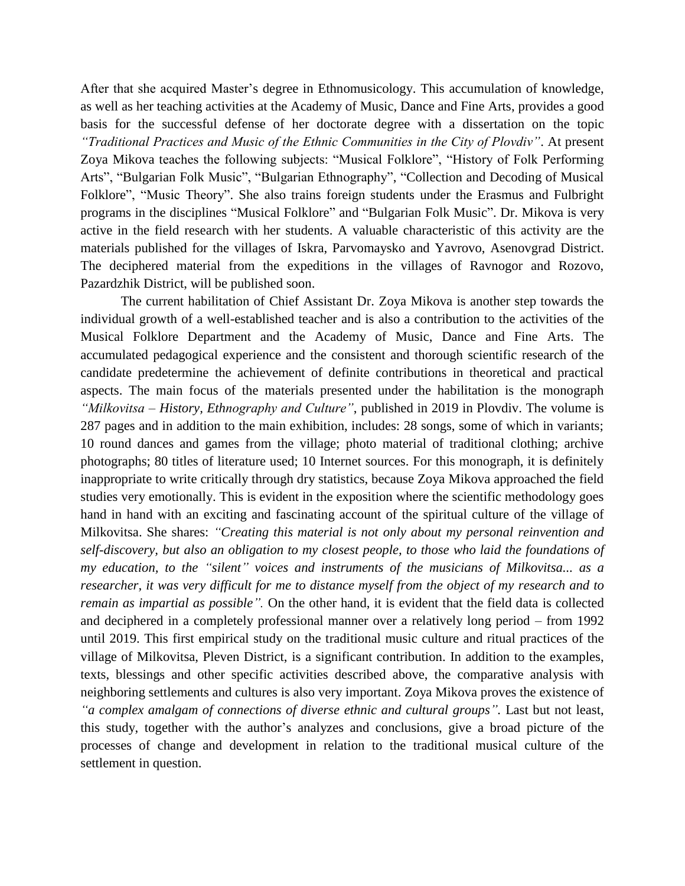After that she acquired Master's degree in Ethnomusicology. This accumulation of knowledge, as well as her teaching activities at the Academy of Music, Dance and Fine Arts, provides a good basis for the successful defense of her doctorate degree with a dissertation on the topic *"Traditional Practices and Music of the Ethnic Communities in the City of Plovdiv"*. At present Zoya Mikova teaches the following subjects: "Musical Folklore", "History of Folk Performing Arts", "Bulgarian Folk Music", "Bulgarian Ethnography", "Collection and Decoding of Musical Folklore", "Music Theory". She also trains foreign students under the Erasmus and Fulbright programs in the disciplines "Musical Folklore" and "Bulgarian Folk Music". Dr. Mikova is very active in the field research with her students. A valuable characteristic of this activity are the materials published for the villages of Iskra, Parvomaysko and Yavrovo, Asenovgrad District. The deciphered material from the expeditions in the villages of Ravnogor and Rozovo, Pazardzhik District, will be published soon.

The current habilitation of Chief Assistant Dr. Zoya Mikova is another step towards the individual growth of a well-established teacher and is also a contribution to the activities of the Musical Folklore Department and the Academy of Music, Dance and Fine Arts. The accumulated pedagogical experience and the consistent and thorough scientific research of the candidate predetermine the achievement of definite contributions in theoretical and practical aspects. The main focus of the materials presented under the habilitation is the monograph *"Milkovitsa – History, Ethnography and Culture"*, published in 2019 in Plovdiv. The volume is 287 pages and in addition to the main exhibition, includes: 28 songs, some of which in variants; 10 round dances and games from the village; photo material of traditional clothing; archive photographs; 80 titles of literature used; 10 Internet sources. For this monograph, it is definitely inappropriate to write critically through dry statistics, because Zoya Mikova approached the field studies very emotionally. This is evident in the exposition where the scientific methodology goes hand in hand with an exciting and fascinating account of the spiritual culture of the village of Milkovitsa. She shares: *"Creating this material is not only about my personal reinvention and self-discovery, but also an obligation to my closest people, to those who laid the foundations of my education, to the "silent" voices and instruments of the musicians of Milkovitsa... as a researcher, it was very difficult for me to distance myself from the object of my research and to remain as impartial as possible".* On the other hand, it is evident that the field data is collected and deciphered in a completely professional manner over a relatively long period – from 1992 until 2019. This first empirical study on the traditional music culture and ritual practices of the village of Milkovitsa, Pleven District, is a significant contribution. In addition to the examples, texts, blessings and other specific activities described above, the comparative analysis with neighboring settlements and cultures is also very important. Zoya Mikova proves the existence of *"a complex amalgam of connections of diverse ethnic and cultural groups".* Last but not least, this study, together with the author's analyzes and conclusions, give a broad picture of the processes of change and development in relation to the traditional musical culture of the settlement in question.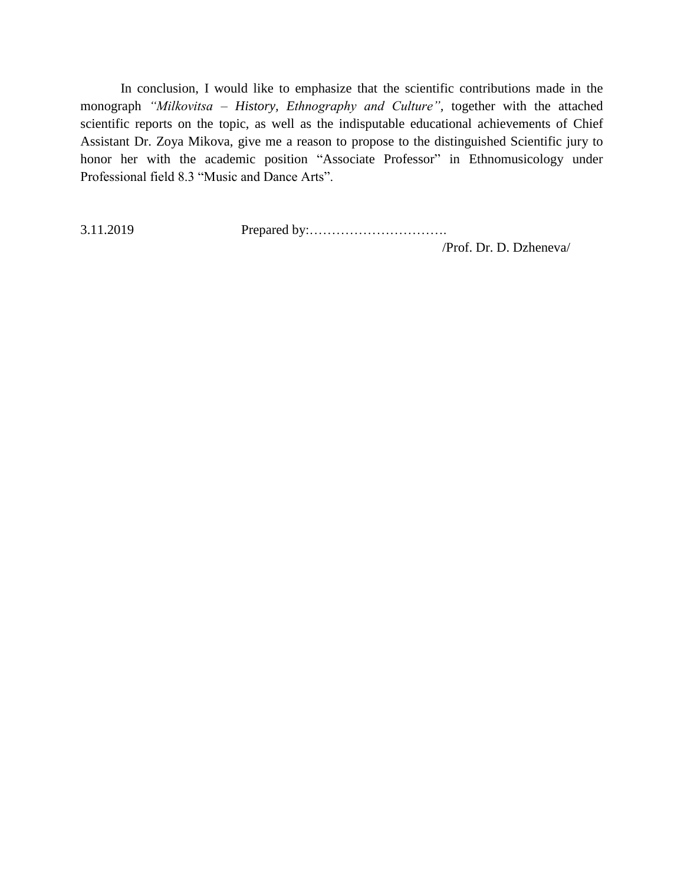In conclusion, I would like to emphasize that the scientific contributions made in the monograph *"Milkovitsa – History, Ethnography and Culture"*, together with the attached scientific reports on the topic, as well as the indisputable educational achievements of Chief Assistant Dr. Zoya Mikova, give me a reason to propose to the distinguished Scientific jury to honor her with the academic position "Associate Professor" in Ethnomusicology under Professional field 8.3 "Music and Dance Arts".

3.11.2019 Prepared by:………………………….

/Prof. Dr. D. Dzheneva/